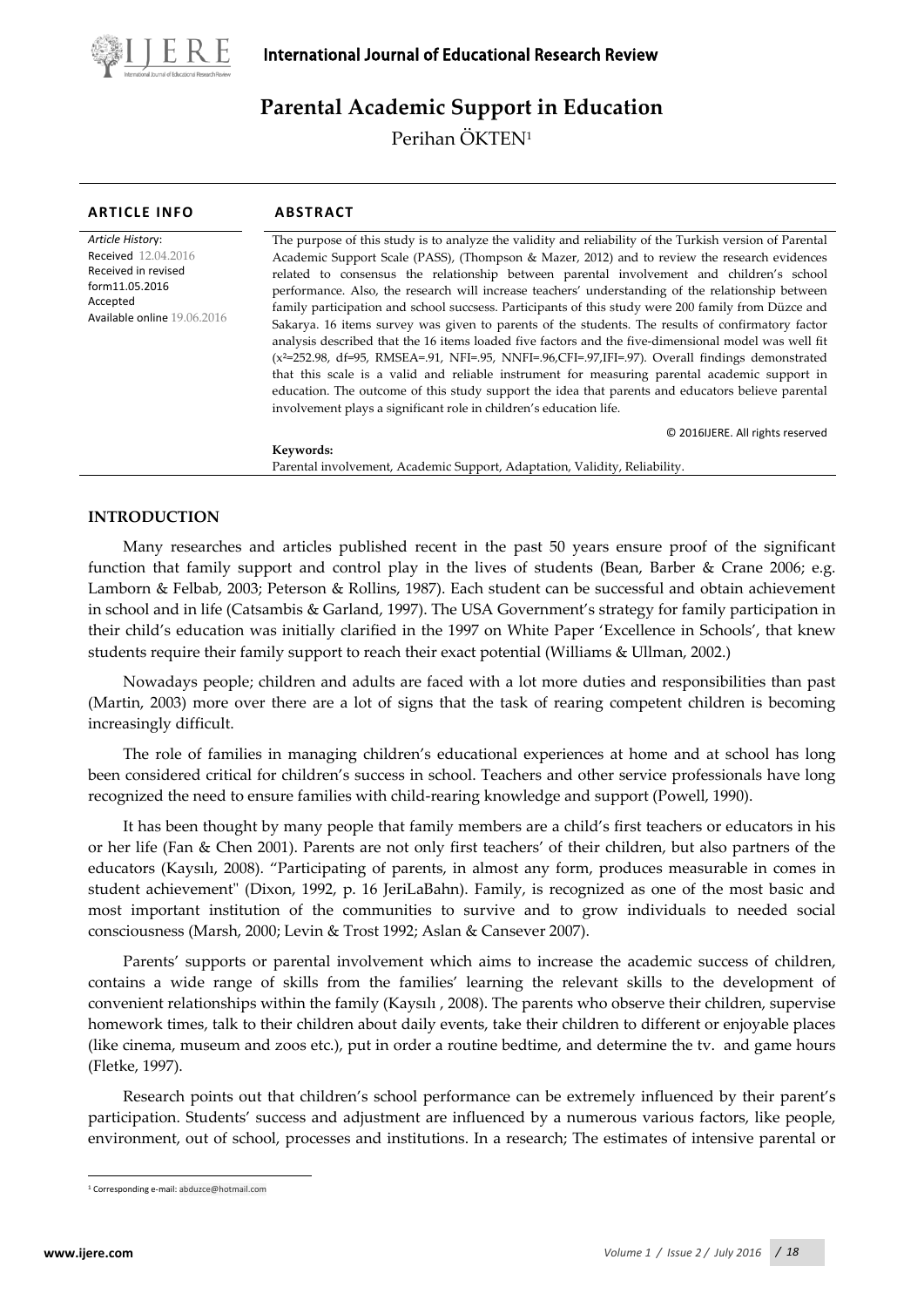# Parental Academic Support in Education

Perihan ÖKTEN[1]

## ARTICLE INFO

*Article History*:
Received 12.04.2016
Received in revised form11.05.2016
Accepted
Available online 19.06.2016

## ABSTRACT

The purpose of this study is to analyze the validity and reliability of the Turkish version of Parental Academic Support Scale (PASS), (Thompson & Mazer, 2012) and to review the research evidences related to consensus the relationship between parental involvement and children's school performance. Also, the research will increase teachers' understanding of the relationship between family participation and school succsess. Participants of this study were 200 family from Düzce and Sakarya. 16 items survey was given to parents of the students. The results of confirmatory factor analysis described that the 16 items loaded five factors and the five-dimensional model was well fit ($x^2$=252.98, df=95, RMSEA=.91, NFI=.95, NNFI=.96,CFI=.97,IFI=.97). Overall findings demonstrated that this scale is a valid and reliable instrument for measuring parental academic support in education. The outcome of this study support the idea that parents and educators believe parental involvement plays a significant role in children's education life.

© 2016IJERE. All rights reserved

**Keywords:**
Parental involvement, Academic Support, Adaptation, Validity, Reliability.

## INTRODUCTION

Many researches and articles published recent in the past 50 years ensure proof of the significant function that family support and control play in the lives of students (Bean, Barber & Crane 2006; e.g. Lamborn & Felbab, 2003; Peterson & Rollins, 1987). Each student can be successful and obtain achievement in school and in life (Catsambis & Garland, 1997). The USA Government's strategy for family participation in their child's education was initially clarified in the 1997 on White Paper 'Excellence in Schools', that knew students require their family support to reach their exact potential (Williams & Ullman, 2002.)

Nowadays people; children and adults are faced with a lot more duties and responsibilities than past (Martin, 2003) more over there are a lot of signs that the task of rearing competent children is becoming increasingly difficult.

The role of families in managing children's educational experiences at home and at school has long been considered critical for children's success in school. Teachers and other service professionals have long recognized the need to ensure families with child-rearing knowledge and support (Powell, 1990).

It has been thought by many people that family members are a child's first teachers or educators in his or her life (Fan & Chen 2001). Parents are not only first teachers' of their children, but also partners of the educators (Kaysılı, 2008). "Participating of parents, in almost any form, produces measurable in comes in student achievement" (Dixon, 1992, p. 16 JeriLaBahn). Family, is recognized as one of the most basic and most important institution of the communities to survive and to grow individuals to needed social consciousness (Marsh, 2000; Levin & Trost 1992; Aslan & Cansever 2007).

Parents' supports or parental involvement which aims to increase the academic success of children, contains a wide range of skills from the families' learning the relevant skills to the development of convenient relationships within the family (Kaysılı , 2008). The parents who observe their children, supervise homework times, talk to their children about daily events, take their children to different or enjoyable places (like cinema, museum and zoos etc.), put in order a routine bedtime, and determine the tv. and game hours (Fletke, 1997).

Research points out that children's school performance can be extremely influenced by their parent's participation. Students' success and adjustment are influenced by a numerous various factors, like people, environment, out of school, processes and institutions. In a research; The estimates of intensive parental or

[1] Corresponding e-mail: abduzce@hotmail.com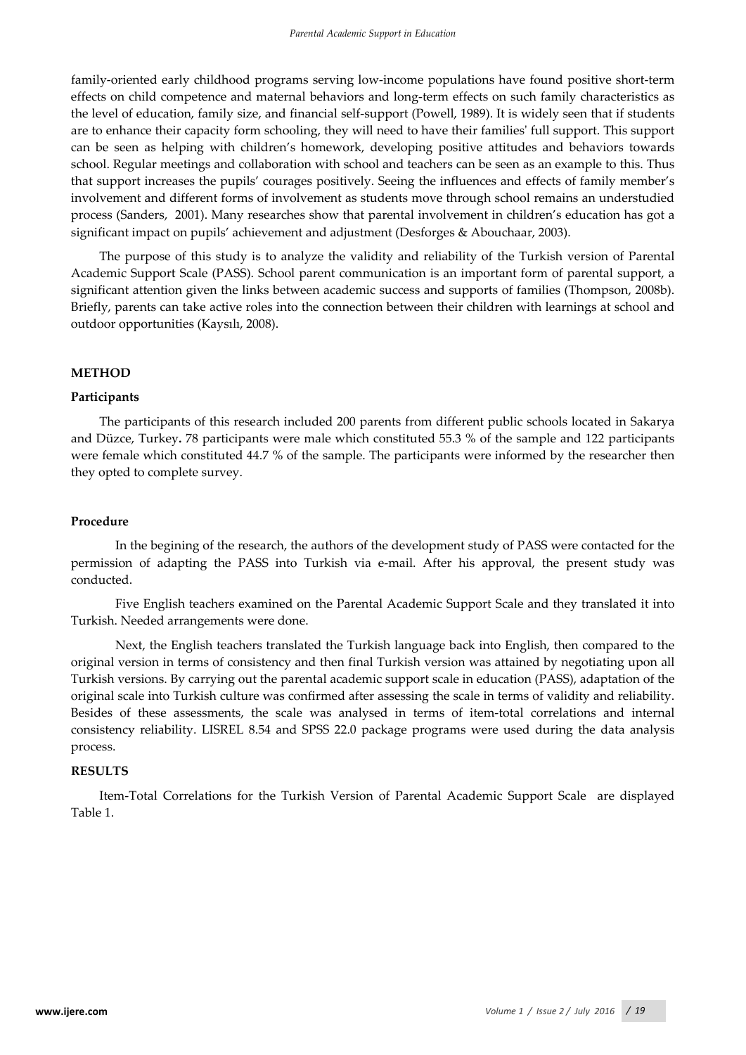family-oriented early childhood programs serving low-income populations have found positive short-term effects on child competence and maternal behaviors and long-term effects on such family characteristics as the level of education, family size, and financial self-support (Powell, 1989). It is widely seen that if students are to enhance their capacity form schooling, they will need to have their families' full support. This support can be seen as helping with children's homework, developing positive attitudes and behaviors towards school. Regular meetings and collaboration with school and teachers can be seen as an example to this. Thus that support increases the pupils' courages positively. Seeing the influences and effects of family member's involvement and different forms of involvement as students move through school remains an understudied process (Sanders, 2001). Many researches show that parental involvement in children's education has got a significant impact on pupils' achievement and adjustment (Desforges & Abouchaar, 2003).

The purpose of this study is to analyze the validity and reliability of the Turkish version of Parental Academic Support Scale (PASS). School parent communication is an important form of parental support, a significant attention given the links between academic success and supports of families (Thompson, 2008b). Briefly, parents can take active roles into the connection between their children with learnings at school and outdoor opportunities (Kaysılı, 2008).

## METHOD

### Participants

The participants of this research included 200 parents from different public schools located in Sakarya and Düzce, Turkey**.** 78 participants were male which constituted 55.3 % of the sample and 122 participants were female which constituted 44.7 % of the sample. The participants were informed by the researcher then they opted to complete survey.

### Procedure

In the begining of the research, the authors of the development study of PASS were contacted for the permission of adapting the PASS into Turkish via e-mail. After his approval, the present study was conducted.

Five English teachers examined on the Parental Academic Support Scale and they translated it into Turkish. Needed arrangements were done.

Next, the English teachers translated the Turkish language back into English, then compared to the original version in terms of consistency and then final Turkish version was attained by negotiating upon all Turkish versions. By carrying out the parental academic support scale in education (PASS), adaptation of the original scale into Turkish culture was confirmed after assessing the scale in terms of validity and reliability. Besides of these assessments, the scale was analysed in terms of item-total correlations and internal consistency reliability. LISREL 8.54 and SPSS 22.0 package programs were used during the data analysis process.

## RESULTS

Item-Total Correlations for the Turkish Version of Parental Academic Support Scale are displayed Table 1.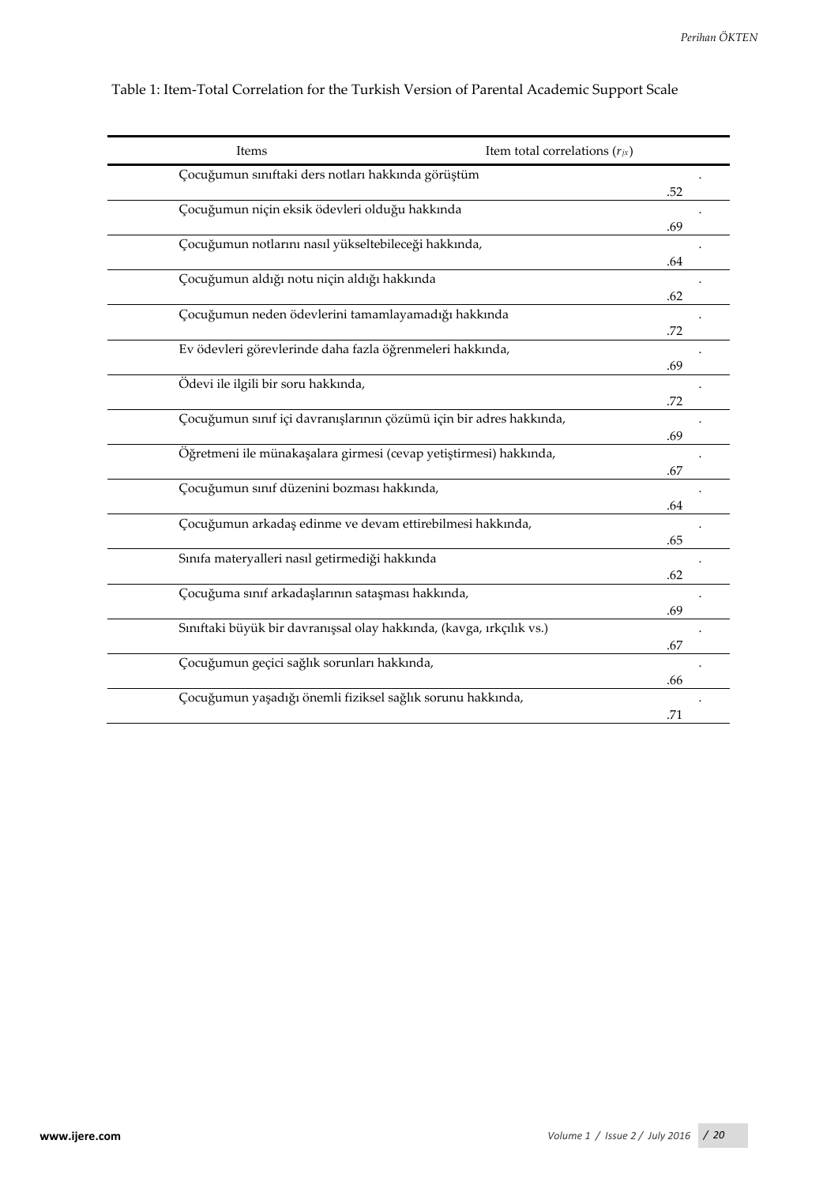Table 1: Item-Total Correlation for the Turkish Version of Parental Academic Support Scale

| Items | Item total correlations ($r_{jx}$) |
|---|---|
| Çocuğumun sınıftaki ders notları hakkında görüştüm | .52 |
| Çocuğumun niçin eksik ödevleri olduğu hakkında | .69 |
| Çocuğumun notlarını nasıl yükseltebileceği hakkında, | .64 |
| Çocuğumun aldığı notu niçin aldığı hakkında | .62 |
| Çocuğumun neden ödevlerini tamamlayamadığı hakkında | .72 |
| Ev ödevleri görevlerinde daha fazla öğrenmeleri hakkında, | .69 |
| Ödevi ile ilgili bir soru hakkında, | .72 |
| Çocuğumun sınıf içi davranışlarının çözümü için bir adres hakkında, | .69 |
| Öğretmeni ile münakaşalara girmesi (cevap yetiştirmesi) hakkında, | .67 |
| Çocuğumun sınıf düzenini bozması hakkında, | .64 |
| Çocuğumun arkadaş edinme ve devam ettirebilmesi hakkında, | .65 |
| Sınıfa materyalleri nasıl getirmediği hakkında | .62 |
| Çocuğuma sınıf arkadaşlarının sataşması hakkında, | .69 |
| Sınıftaki büyük bir davranışsal olay hakkında, (kavga, ırkçılık vs.) | .67 |
| Çocuğumun geçici sağlık sorunları hakkında, | .66 |
| Çocuğumun yaşadığı önemli fiziksel sağlık sorunu hakkında, | .71 |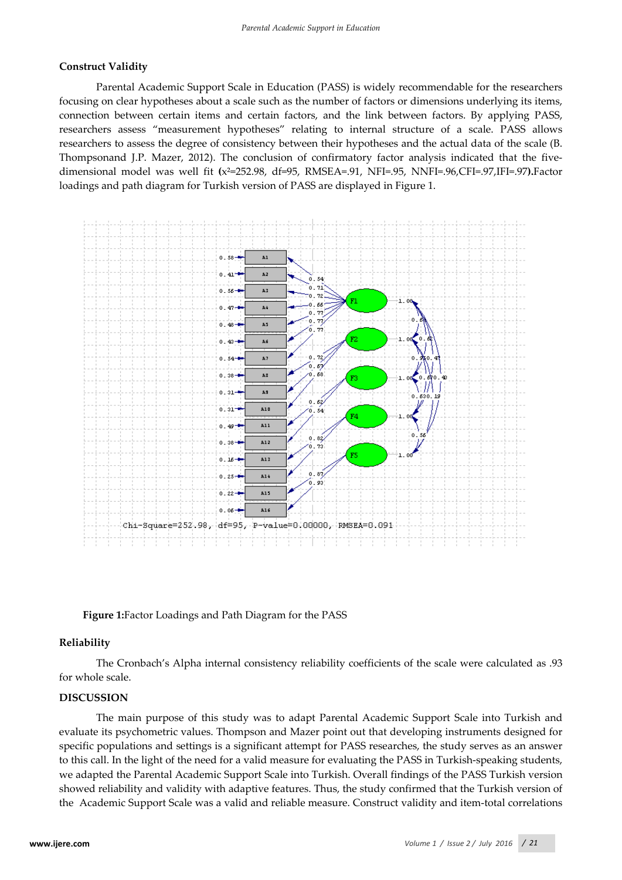**Construct Validity**

Parental Academic Support Scale in Education (PASS) is widely recommendable for the researchers focusing on clear hypotheses about a scale such as the number of factors or dimensions underlying its items, connection between certain items and certain factors, and the link between factors. By applying PASS, researchers assess "measurement hypotheses" relating to internal structure of a scale. PASS allows researchers to assess the degree of consistency between their hypotheses and the actual data of the scale (B. Thompsonand J.P. Mazer, 2012). The conclusion of confirmatory factor analysis indicated that the five-dimensional model was well fit **(**$x^2$=252.98, df=95, RMSEA=.91, NFI=.95, NNFI=.96,CFI=.97,IFI=.97**).**Factor loadings and path diagram for Turkish version of PASS are displayed in Figure 1.

**Figure 1:**Factor Loadings and Path Diagram for the PASS

**Reliability**

The Cronbach's Alpha internal consistency reliability coefficients of the scale were calculated as .93 for whole scale.

**DISCUSSION**

The main purpose of this study was to adapt Parental Academic Support Scale into Turkish and evaluate its psychometric values. Thompson and Mazer point out that developing instruments designed for specific populations and settings is a significant attempt for PASS researches, the study serves as an answer to this call. In the light of the need for a valid measure for evaluating the PASS in Turkish-speaking students, we adapted the Parental Academic Support Scale into Turkish. Overall findings of the PASS Turkish version showed reliability and validity with adaptive features. Thus, the study confirmed that the Turkish version of the Academic Support Scale was a valid and reliable measure. Construct validity and item-total correlations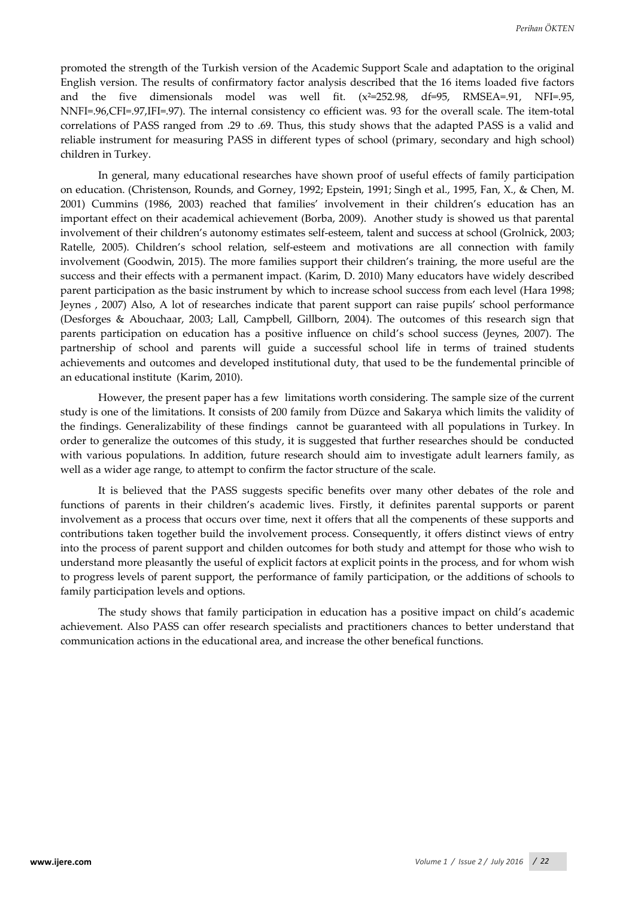promoted the strength of the Turkish version of the Academic Support Scale and adaptation to the original English version. The results of confirmatory factor analysis described that the 16 items loaded five factors and the five dimensionals model was well fit. ($x^2$=252.98, df=95, RMSEA=.91, NFI=.95, NNFI=.96,CFI=.97,IFI=.97). The internal consistency co efficient was. 93 for the overall scale. The item-total correlations of PASS ranged from .29 to .69. Thus, this study shows that the adapted PASS is a valid and reliable instrument for measuring PASS in different types of school (primary, secondary and high school) children in Turkey.

In general, many educational researches have shown proof of useful effects of family participation on education. (Christenson, Rounds, and Gorney, 1992; Epstein, 1991; Singh et al., 1995, Fan, X., & Chen, M. 2001) Cummins (1986, 2003) reached that families' involvement in their children's education has an important effect on their academical achievement (Borba, 2009). Another study is showed us that parental involvement of their children's autonomy estimates self-esteem, talent and success at school (Grolnick, 2003; Ratelle, 2005). Children's school relation, self-esteem and motivations are all connection with family involvement (Goodwin, 2015). The more families support their children's training, the more useful are the success and their effects with a permanent impact. (Karim, D. 2010) Many educators have widely described parent participation as the basic instrument by which to increase school success from each level (Hara 1998; Jeynes , 2007) Also, A lot of researches indicate that parent support can raise pupils' school performance (Desforges & Abouchaar, 2003; Lall, Campbell, Gillborn, 2004). The outcomes of this research sign that parents participation on education has a positive influence on child's school success (Jeynes, 2007). The partnership of school and parents will guide a successful school life in terms of trained students achievements and outcomes and developed institutional duty, that used to be the fundemental princible of an educational institute (Karim, 2010).

However, the present paper has a few limitations worth considering. The sample size of the current study is one of the limitations. It consists of 200 family from Düzce and Sakarya which limits the validity of the findings. Generalizability of these findings cannot be guaranteed with all populations in Turkey. In order to generalize the outcomes of this study, it is suggested that further researches should be conducted with various populations. In addition, future research should aim to investigate adult learners family, as well as a wider age range, to attempt to confirm the factor structure of the scale.

It is believed that the PASS suggests specific benefits over many other debates of the role and functions of parents in their children's academic lives. Firstly, it definites parental supports or parent involvement as a process that occurs over time, next it offers that all the compenents of these supports and contributions taken together build the involvement process. Consequently, it offers distinct views of entry into the process of parent support and childen outcomes for both study and attempt for those who wish to understand more pleasantly the useful of explicit factors at explicit points in the process, and for whom wish to progress levels of parent support, the performance of family participation, or the additions of schools to family participation levels and options.

The study shows that family participation in education has a positive impact on child's academic achievement. Also PASS can offer research specialists and practitioners chances to better understand that communication actions in the educational area, and increase the other benefical functions.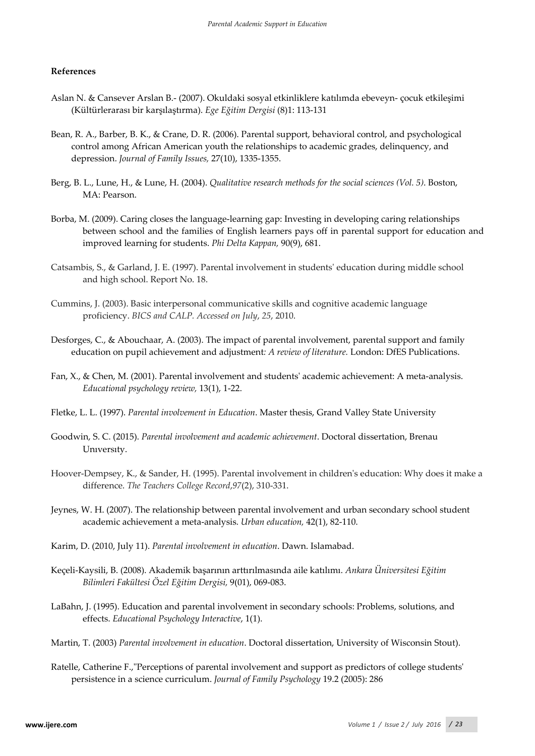**References**

Aslan N. & Cansever Arslan B.- (2007). Okuldaki sosyal etkinliklere katılımda ebeveyn- çocuk etkileşimi (Kültürlerarası bir karşılaştırma). *Ege Eğitim Dergisi* (8)1: 113-131

Bean, R. A., Barber, B. K., & Crane, D. R. (2006). Parental support, behavioral control, and psychological control among African American youth the relationships to academic grades, delinquency, and depression. *Journal of Family Issues,* 27(10), 1335-1355.

Berg, B. L., Lune, H., & Lune, H. (2004). *Qualitative research methods for the social sciences (Vol. 5)*. Boston, MA: Pearson.

Borba, M. (2009). Caring closes the language-learning gap: Investing in developing caring relationships between school and the families of English learners pays off in parental support for education and improved learning for students. *Phi Delta Kappan,* 90(9), 681.

Catsambis, S., & Garland, J. E. (1997). Parental involvement in students' education during middle school and high school. Report No. 18.

Cummins, J. (2003). Basic interpersonal communicative skills and cognitive academic language proficiency. *BICS and CALP. Accessed on July*, *25*, 2010.

Desforges, C., & Abouchaar, A. (2003). The impact of parental involvement, parental support and family education on pupil achievement and adjustment*: A review of literature.* London: DfES Publications.

Fan, X., & Chen, M. (2001). Parental involvement and students' academic achievement: A meta-analysis. *Educational psychology review,* 13(1), 1-22.

Fletke, L. L. (1997). *Parental involvement in Education*. Master thesis, Grand Valley State University

Goodwin, S. C. (2015). *Parental involvement and academic achievement*. Doctoral dissertation, Brenau Unıversıty.

Hoover-Dempsey, K., & Sander, H. (1995). Parental involvement in children's education: Why does it make a difference. *The Teachers College Record*,*97*(2), 310-331.

Jeynes, W. H. (2007). The relationship between parental involvement and urban secondary school student academic achievement a meta-analysis. *Urban education,* 42(1), 82-110.

Karim, D. (2010, July 11). *Parental involvement in education*. Dawn. Islamabad.

Keçeli-Kaysili, B. (2008). Akademik başarının arttırılmasında aile katılımı. *Ankara Üniversitesi Eğitim Bilimleri Fakültesi Özel Eğitim Dergisi,* 9(01), 069-083.

LaBahn, J. (1995). Education and parental involvement in secondary schools: Problems, solutions, and effects. *Educational Psychology Interactive*, 1(1).

Martin, T. (2003) *Parental involvement in education*. Doctoral dissertation, University of Wisconsin Stout).

Ratelle, Catherine F.,"Perceptions of parental involvement and support as predictors of college students' persistence in a science curriculum. *Journal of Family Psychology* 19.2 (2005): 286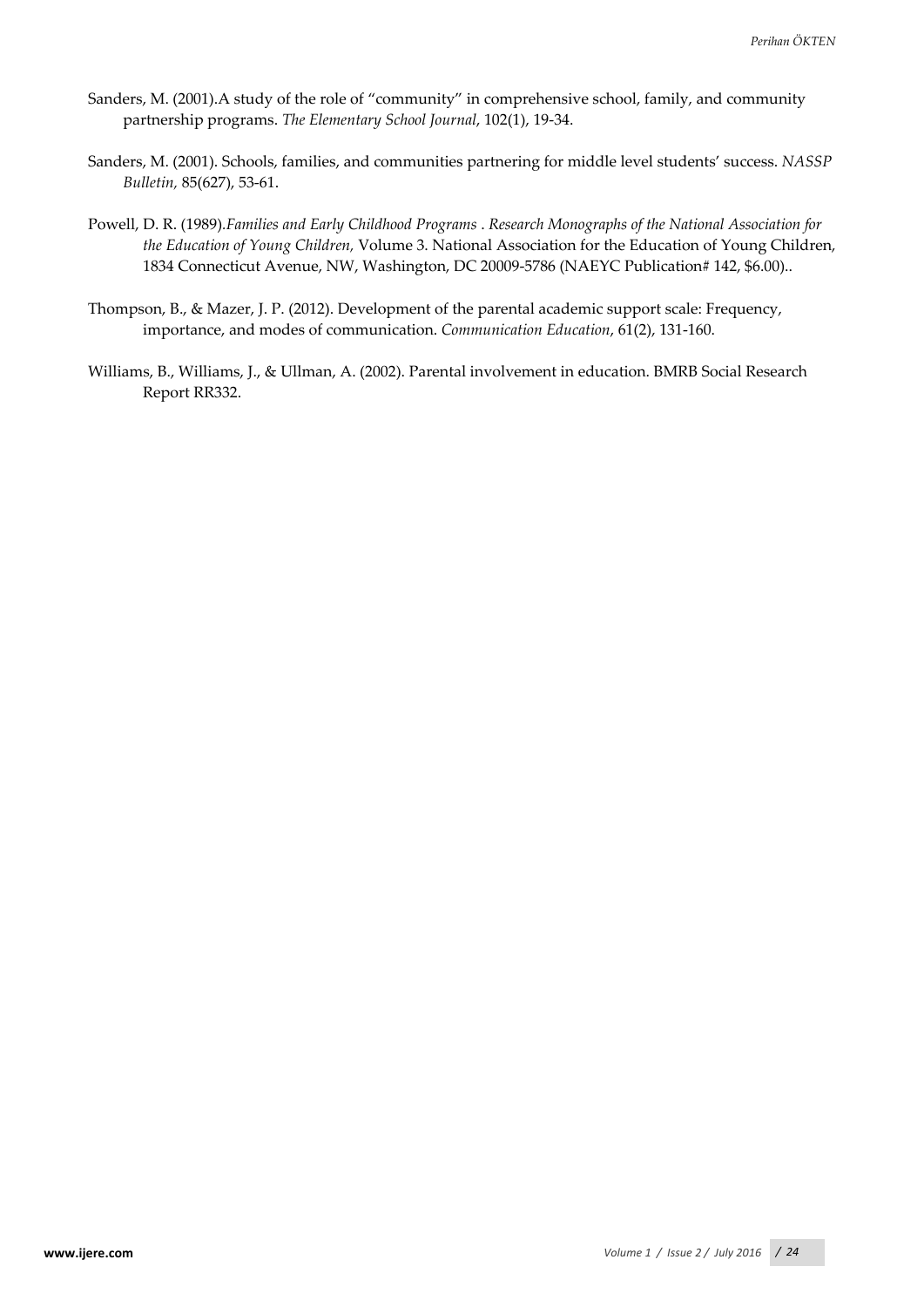Sanders, M. (2001).A study of the role of "community" in comprehensive school, family, and community partnership programs. *The Elementary School Journal*, 102(1), 19-34.

Sanders, M. (2001). Schools, families, and communities partnering for middle level students' success. *NASSP Bulletin,* 85(627), 53-61.

Powell, D. R. (1989).*Families and Early Childhood Programs . Research Monographs of the National Association for the Education of Young Children,* Volume 3. National Association for the Education of Young Children, 1834 Connecticut Avenue, NW, Washington, DC 20009-5786 (NAEYC Publication# 142, $6.00)..

Thompson, B., & Mazer, J. P. (2012). Development of the parental academic support scale: Frequency, importance, and modes of communication. *Communication Education*, 61(2), 131-160.

Williams, B., Williams, J., & Ullman, A. (2002). Parental involvement in education. BMRB Social Research Report RR332.